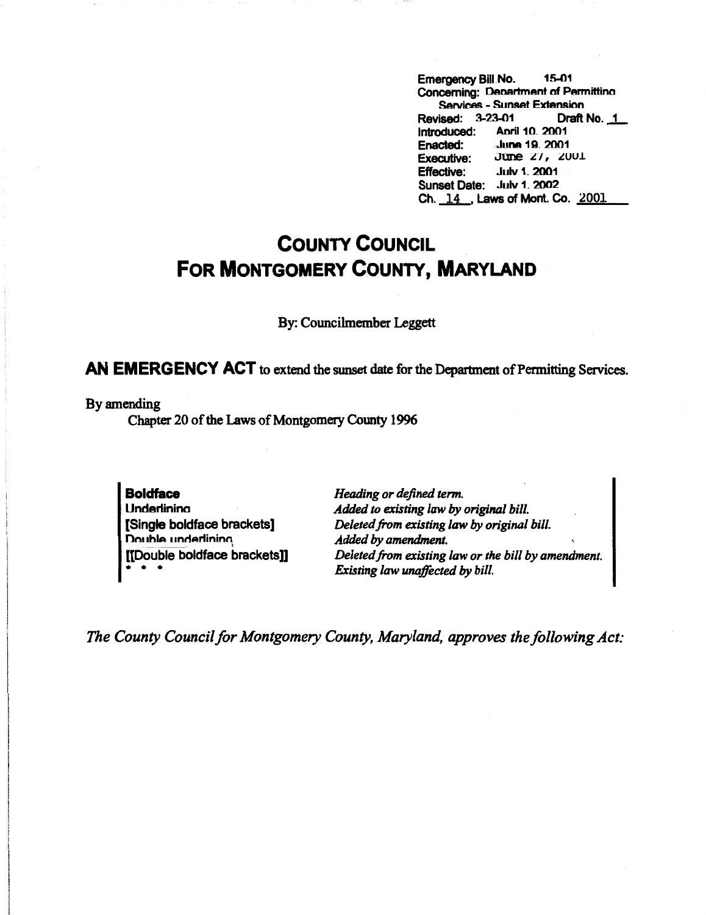Emergency Bill No. 15-01
Concerning: Department of Permitting Services - Sunset Extension
Revised: 3-23-01 Draft No. 1
Introduced: April 10, 2001
Enacted: June 19, 2001
Executive: June 27, 2001
Effective: July 1, 2001
Sunset Date: July 1, 2002
Ch. 14, Laws of Mont. Co. 2001

# COUNTY COUNCIL
# FOR MONTGOMERY COUNTY, MARYLAND

By: Councilmember Leggett

**AN EMERGENCY ACT** to extend the sunset date for the Department of Permitting Services.

By amending

Chapter 20 of the Laws of Montgomery County 1996

| | |
|---|---|
| **Boldface** | *Heading or defined term.* |
| Underlining | *Added to existing law by original bill.* |
| **[Single boldface brackets]** | *Deleted from existing law by original bill.* |
| Double underlining | *Added by amendment.* |
| **[[Double boldface brackets]]** | *Deleted from existing law or the bill by amendment.* |
| * * * | *Existing law unaffected by bill.* |

*The County Council for Montgomery County, Maryland, approves the following Act:*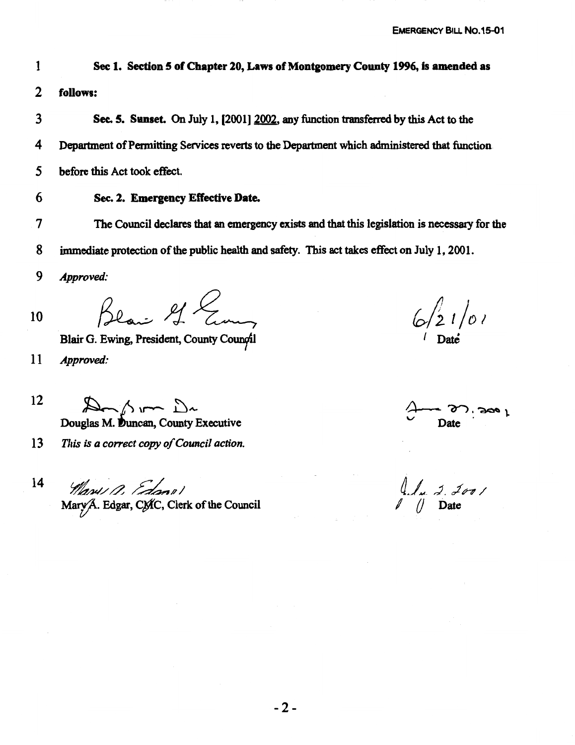**EMERGENCY BILL NO.15-01**

1 **Sec 1. Section 5 of Chapter 20, Laws of Montgomery County 1996, is amended as**

2 **follows:**

3 **Sec. 5. Sunset.** On July 1, [2001] <u>2002</u>, any function transferred by this Act to the

4 Department of Permitting Services reverts to the Department which administered that function

5 before this Act took effect.

6 **Sec. 2. Emergency Effective Date.**

7 The Council declares that an emergency exists and that this legislation is necessary for the

8 immediate protection of the public health and safety. This act takes effect on July 1, 2001.

9 *Approved:*

10 Blair G. Ewing, President, County Council — 6/21/01 Date

11 *Approved:*

12 Douglas M. Duncan, County Executive — June 27, 2001 Date

13 *This is a correct copy of Council action.*

14 Mary A. Edgar, CMC, Clerk of the Council — July 2, 2001 Date